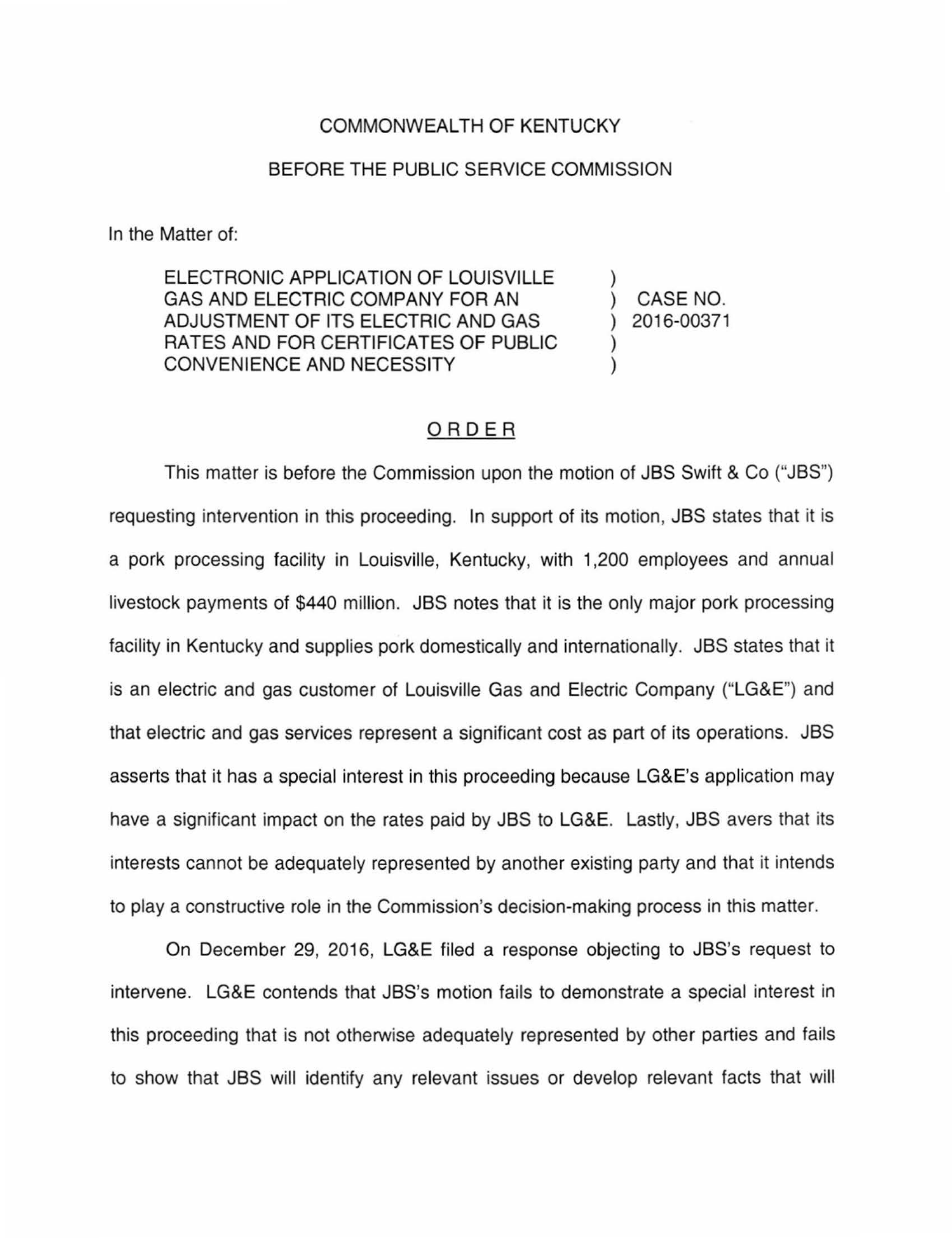COMMONWEALTH OF KENTUCKY

BEFORE THE PUBLIC SERVICE COMMISSION

In the Matter of:

| | | |
|---|---|---|
| ELECTRONIC APPLICATION OF LOUISVILLE GAS AND ELECTRIC COMPANY FOR AN ADJUSTMENT OF ITS ELECTRIC AND GAS RATES AND FOR CERTIFICATES OF PUBLIC CONVENIENCE AND NECESSITY | ) ) ) ) ) | CASE NO. 2016-00371 |

## ORDER

This matter is before the Commission upon the motion of JBS Swift & Co ("JBS") requesting intervention in this proceeding. In support of its motion, JBS states that it is a pork processing facility in Louisville, Kentucky, with 1,200 employees and annual livestock payments of $440 million. JBS notes that it is the only major pork processing facility in Kentucky and supplies pork domestically and internationally. JBS states that it is an electric and gas customer of Louisville Gas and Electric Company ("LG&E") and that electric and gas services represent a significant cost as part of its operations. JBS asserts that it has a special interest in this proceeding because LG&E's application may have a significant impact on the rates paid by JBS to LG&E. Lastly, JBS avers that its interests cannot be adequately represented by another existing party and that it intends to play a constructive role in the Commission's decision-making process in this matter.

On December 29, 2016, LG&E filed a response objecting to JBS's request to intervene. LG&E contends that JBS's motion fails to demonstrate a special interest in this proceeding that is not otherwise adequately represented by other parties and fails to show that JBS will identify any relevant issues or develop relevant facts that will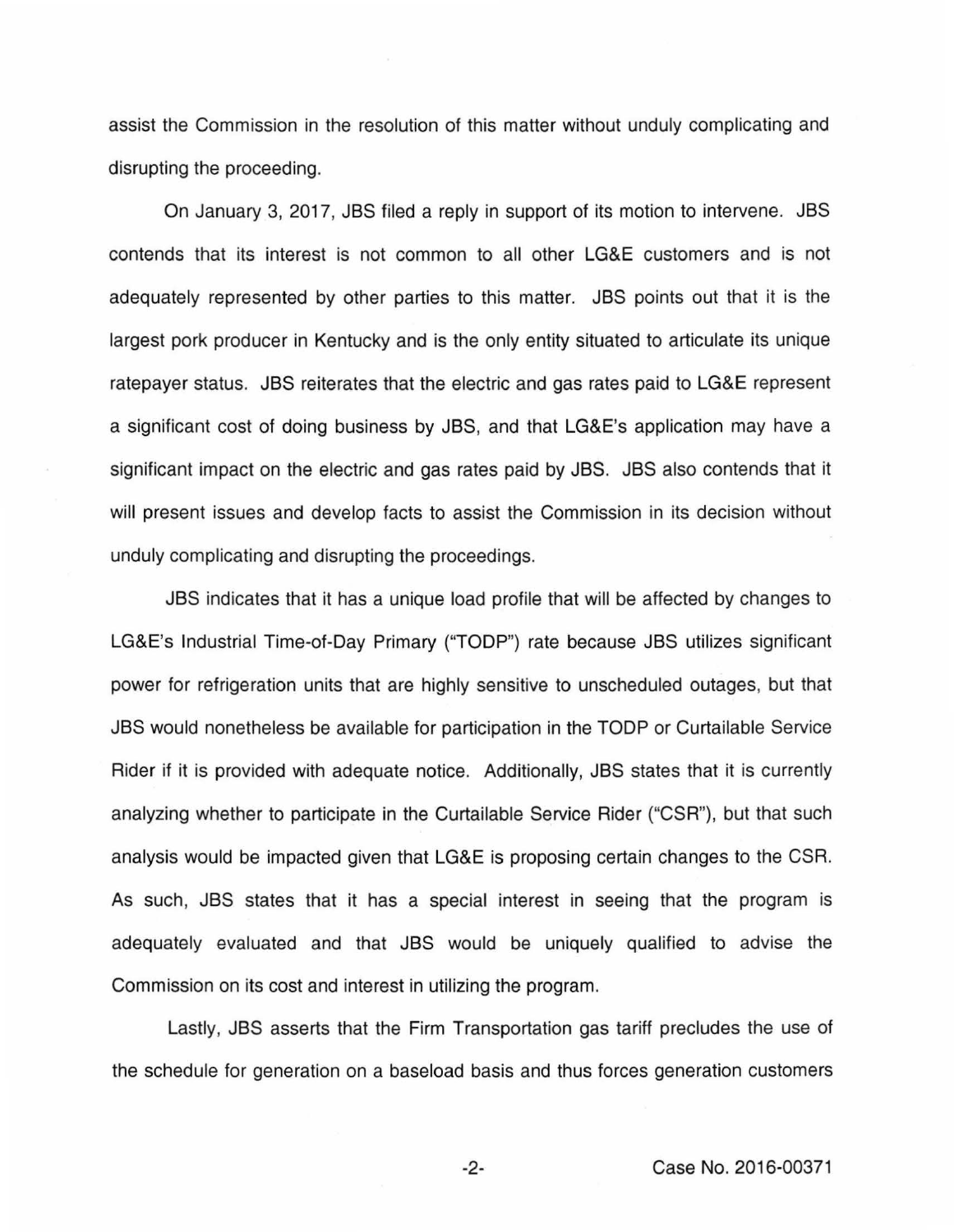assist the Commission in the resolution of this matter without unduly complicating and disrupting the proceeding.

On January 3, 2017, JBS filed a reply in support of its motion to intervene. JBS contends that its interest is not common to all other LG&E customers and is not adequately represented by other parties to this matter. JBS points out that it is the largest pork producer in Kentucky and is the only entity situated to articulate its unique ratepayer status. JBS reiterates that the electric and gas rates paid to LG&E represent a significant cost of doing business by JBS, and that LG&E's application may have a significant impact on the electric and gas rates paid by JBS. JBS also contends that it will present issues and develop facts to assist the Commission in its decision without unduly complicating and disrupting the proceedings.

JBS indicates that it has a unique load profile that will be affected by changes to LG&E's Industrial Time-of-Day Primary ("TODP") rate because JBS utilizes significant power for refrigeration units that are highly sensitive to unscheduled outages, but that JBS would nonetheless be available for participation in the TODP or Curtailable Service Rider if it is provided with adequate notice. Additionally, JBS states that it is currently analyzing whether to participate in the Curtailable Service Rider ("CSR"), but that such analysis would be impacted given that LG&E is proposing certain changes to the CSR. As such, JBS states that it has a special interest in seeing that the program is adequately evaluated and that JBS would be uniquely qualified to advise the Commission on its cost and interest in utilizing the program.

Lastly, JBS asserts that the Firm Transportation gas tariff precludes the use of the schedule for generation on a baseload basis and thus forces generation customers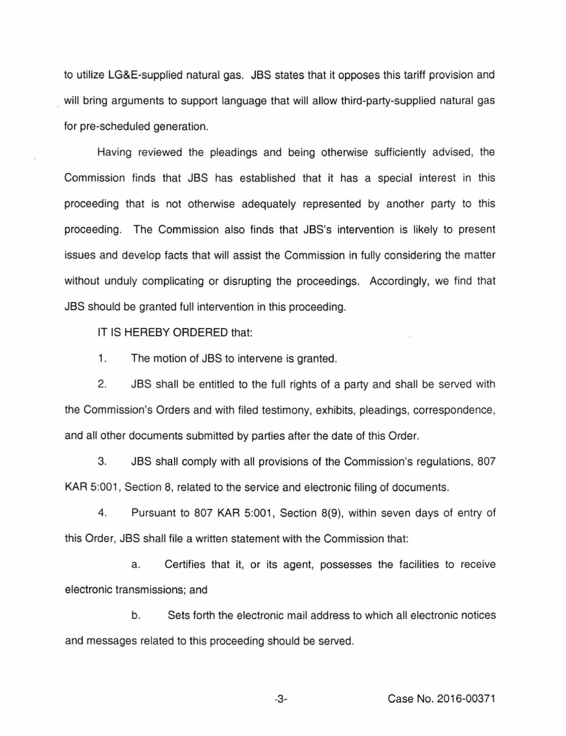to utilize LG&E-supplied natural gas. JBS states that it opposes this tariff provision and will bring arguments to support language that will allow third-party-supplied natural gas for pre-scheduled generation.

Having reviewed the pleadings and being otherwise sufficiently advised, the Commission finds that JBS has established that it has a special interest in this proceeding that is not otherwise adequately represented by another party to this proceeding. The Commission also finds that JBS's intervention is likely to present issues and develop facts that will assist the Commission in fully considering the matter without unduly complicating or disrupting the proceedings. Accordingly, we find that JBS should be granted full intervention in this proceeding.

IT IS HEREBY ORDERED that:

1. The motion of JBS to intervene is granted.

2. JBS shall be entitled to the full rights of a party and shall be served with the Commission's Orders and with filed testimony, exhibits, pleadings, correspondence, and all other documents submitted by parties after the date of this Order.

3. JBS shall comply with all provisions of the Commission's regulations, 807 KAR 5:001, Section 8, related to the service and electronic filing of documents.

4. Pursuant to 807 KAR 5:001, Section 8(9), within seven days of entry of this Order, JBS shall file a written statement with the Commission that:

   a. Certifies that it, or its agent, possesses the facilities to receive electronic transmissions; and

   b. Sets forth the electronic mail address to which all electronic notices and messages related to this proceeding should be served.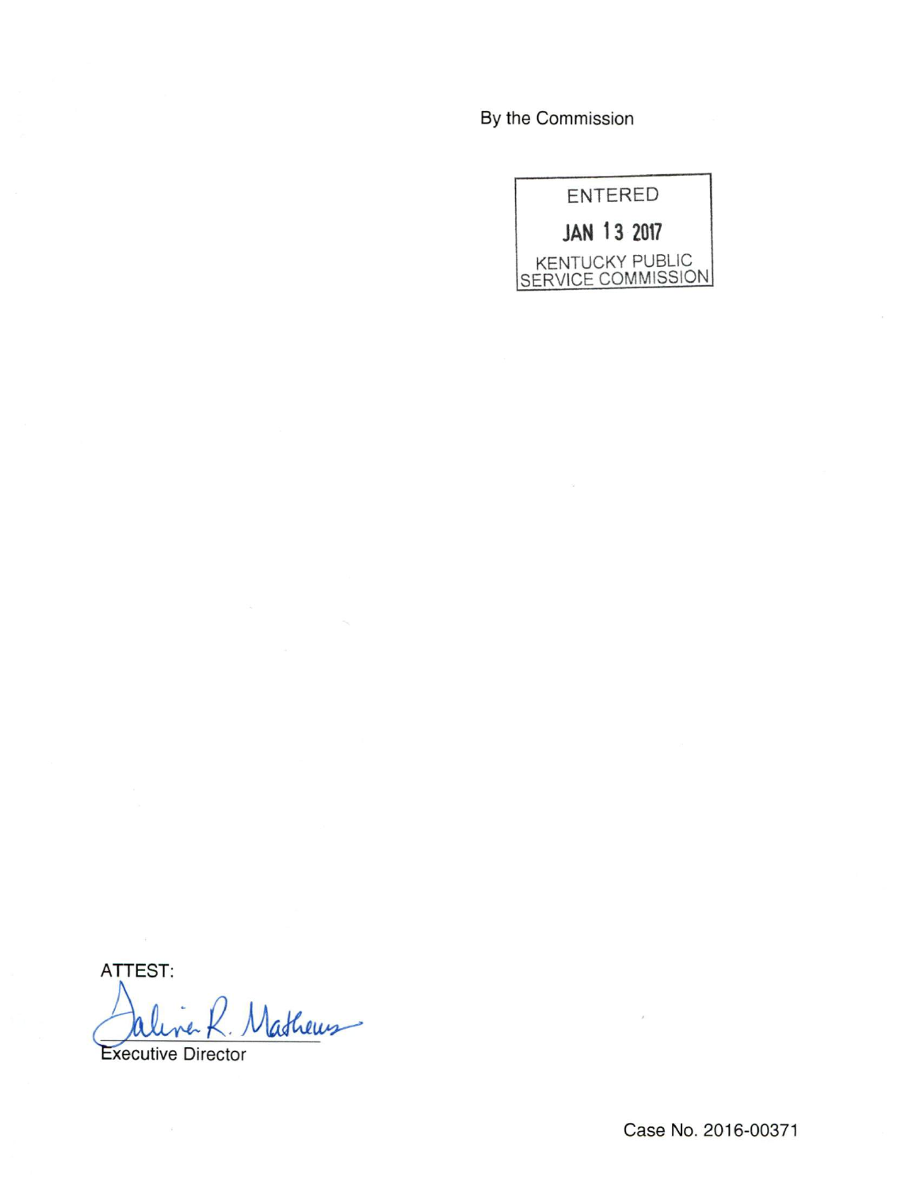By the Commission

ENTERED

JAN 13 2017

KENTUCKY PUBLIC SERVICE COMMISSION

ATTEST:

Executive Director

Case No. 2016-00371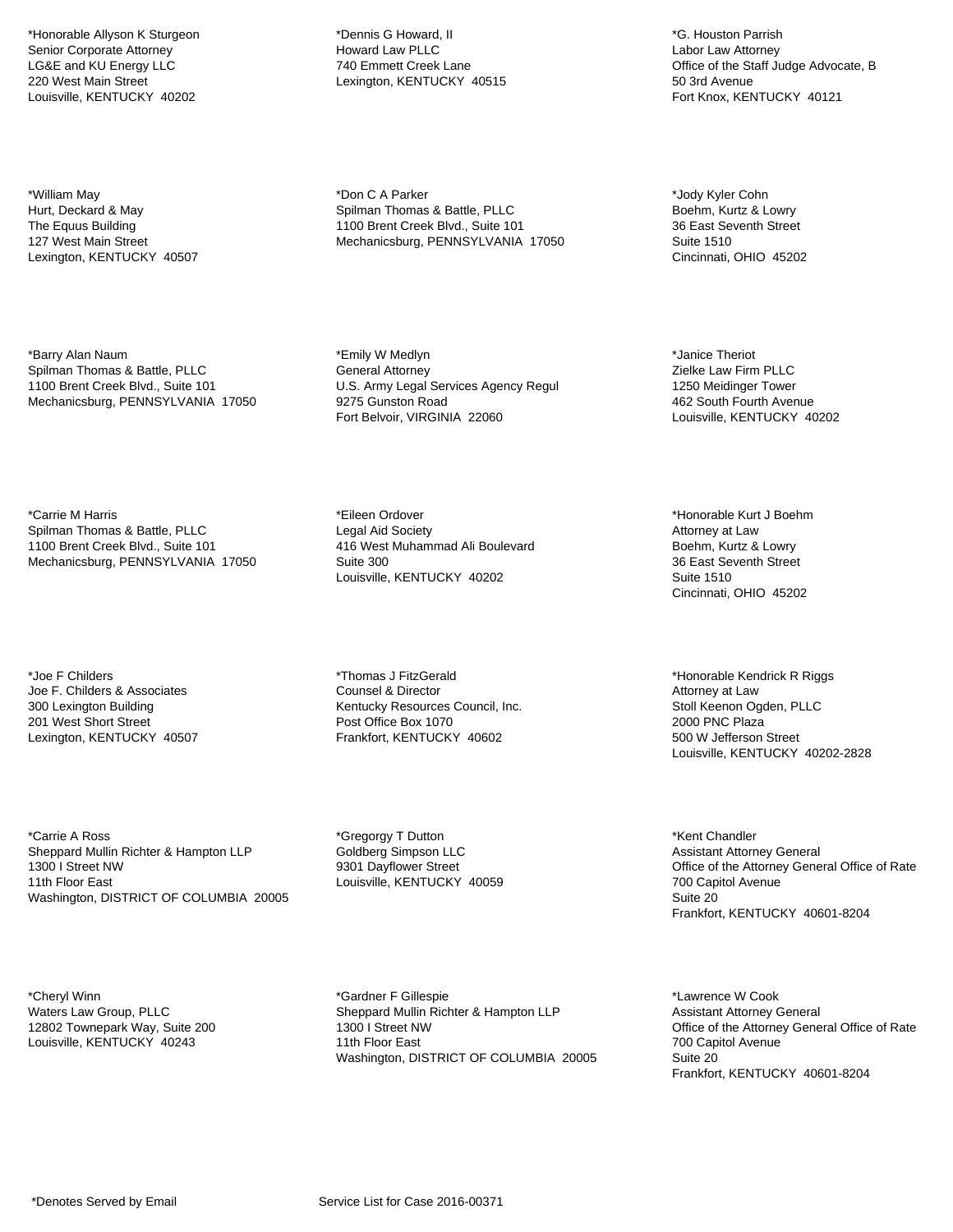*Honorable Allyson K Sturgeon
Senior Corporate Attorney
LG&E and KU Energy LLC
220 West Main Street
Louisville, KENTUCKY  40202

*Dennis G Howard, II
Howard Law PLLC
740 Emmett Creek Lane
Lexington, KENTUCKY  40515

*G. Houston Parrish
Labor Law Attorney
Office of the Staff Judge Advocate, B
50 3rd Avenue
Fort Knox, KENTUCKY  40121

*William May
Hurt, Deckard & May
The Equus Building
127 West Main Street
Lexington, KENTUCKY  40507

*Don C A Parker
Spilman Thomas & Battle, PLLC
1100 Brent Creek Blvd., Suite 101
Mechanicsburg, PENNSYLVANIA  17050

*Jody Kyler Cohn
Boehm, Kurtz & Lowry
36 East Seventh Street
Suite 1510
Cincinnati, OHIO  45202

*Barry Alan Naum
Spilman Thomas & Battle, PLLC
1100 Brent Creek Blvd., Suite 101
Mechanicsburg, PENNSYLVANIA  17050

*Emily W Medlyn
General Attorney
U.S. Army Legal Services Agency Regul
9275 Gunston Road
Fort Belvoir, VIRGINIA  22060

*Janice Theriot
Zielke Law Firm PLLC
1250 Meidinger Tower
462 South Fourth Avenue
Louisville, KENTUCKY  40202

*Carrie M Harris
Spilman Thomas & Battle, PLLC
1100 Brent Creek Blvd., Suite 101
Mechanicsburg, PENNSYLVANIA  17050

*Eileen Ordover
Legal Aid Society
416 West Muhammad Ali Boulevard
Suite 300
Louisville, KENTUCKY  40202

*Honorable Kurt J Boehm
Attorney at Law
Boehm, Kurtz & Lowry
36 East Seventh Street
Suite 1510
Cincinnati, OHIO  45202

*Joe F Childers
Joe F. Childers & Associates
300 Lexington Building
201 West Short Street
Lexington, KENTUCKY  40507

*Thomas J FitzGerald
Counsel & Director
Kentucky Resources Council, Inc.
Post Office Box 1070
Frankfort, KENTUCKY  40602

*Honorable Kendrick R Riggs
Attorney at Law
Stoll Keenon Ogden, PLLC
2000 PNC Plaza
500 W Jefferson Street
Louisville, KENTUCKY  40202-2828

*Carrie A Ross
Sheppard Mullin Richter & Hampton LLP
1300 I Street NW
11th Floor East
Washington, DISTRICT OF COLUMBIA  20005

*Gregorgy T Dutton
Goldberg Simpson LLC
9301 Dayflower Street
Louisville, KENTUCKY  40059

*Kent Chandler
Assistant Attorney General
Office of the Attorney General Office of Rate
700 Capitol Avenue
Suite 20
Frankfort, KENTUCKY  40601-8204

*Cheryl Winn
Waters Law Group, PLLC
12802 Townepark Way, Suite 200
Louisville, KENTUCKY  40243

*Gardner F Gillespie
Sheppard Mullin Richter & Hampton LLP
1300 I Street NW
11th Floor East
Washington, DISTRICT OF COLUMBIA  20005

*Lawrence W Cook
Assistant Attorney General
Office of the Attorney General Office of Rate
700 Capitol Avenue
Suite 20
Frankfort, KENTUCKY  40601-8204

*Denotes Served by Email

Service List for Case 2016-00371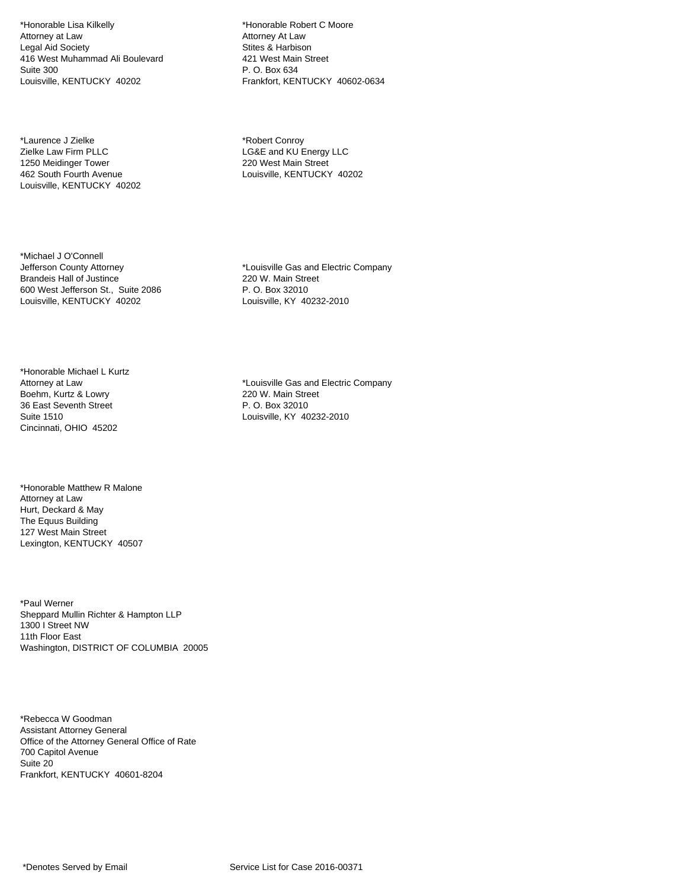*Honorable Lisa Kilkelly
Attorney at Law
Legal Aid Society
416 West Muhammad Ali Boulevard
Suite 300
Louisville, KENTUCKY 40202

*Honorable Robert C Moore
Attorney At Law
Stites & Harbison
421 West Main Street
P. O. Box 634
Frankfort, KENTUCKY 40602-0634

*Laurence J Zielke
Zielke Law Firm PLLC
1250 Meidinger Tower
462 South Fourth Avenue
Louisville, KENTUCKY 40202

*Robert Conroy
LG&E and KU Energy LLC
220 West Main Street
Louisville, KENTUCKY 40202

*Michael J O'Connell
Jefferson County Attorney
Brandeis Hall of Justince
600 West Jefferson St., Suite 2086
Louisville, KENTUCKY 40202

*Louisville Gas and Electric Company
220 W. Main Street
P. O. Box 32010
Louisville, KY 40232-2010

*Honorable Michael L Kurtz
Attorney at Law
Boehm, Kurtz & Lowry
36 East Seventh Street
Suite 1510
Cincinnati, OHIO 45202

*Louisville Gas and Electric Company
220 W. Main Street
P. O. Box 32010
Louisville, KY 40232-2010

*Honorable Matthew R Malone
Attorney at Law
Hurt, Deckard & May
The Equus Building
127 West Main Street
Lexington, KENTUCKY 40507

*Paul Werner
Sheppard Mullin Richter & Hampton LLP
1300 I Street NW
11th Floor East
Washington, DISTRICT OF COLUMBIA 20005

*Rebecca W Goodman
Assistant Attorney General
Office of the Attorney General Office of Rate
700 Capitol Avenue
Suite 20
Frankfort, KENTUCKY 40601-8204

*Denotes Served by Email

Service List for Case 2016-00371